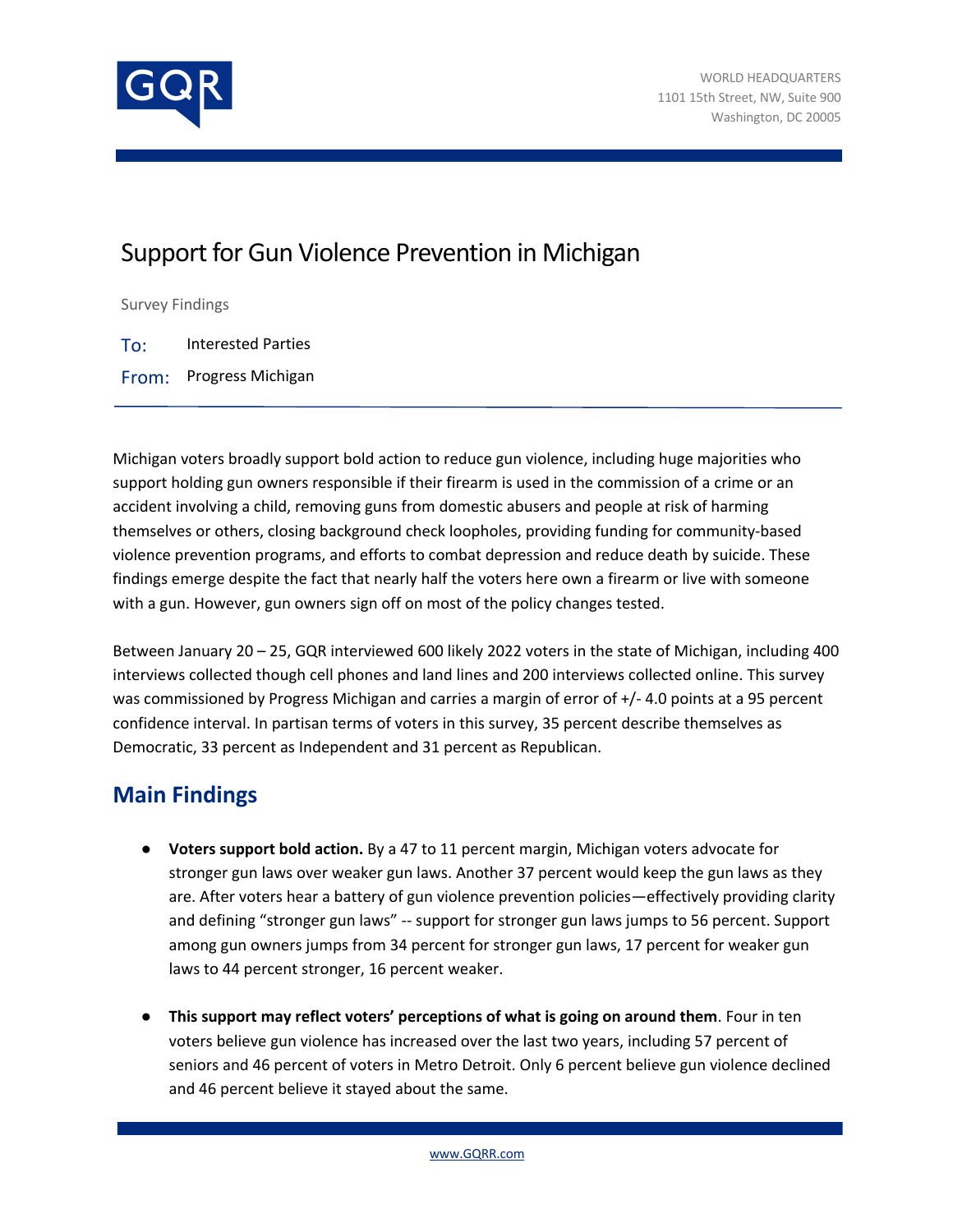WORLD HEADQUARTERS
1101 15th Street, NW, Suite 900
Washington, DC 20005

# Support for Gun Violence Prevention in Michigan

Survey Findings

To: Interested Parties

From: Progress Michigan

Michigan voters broadly support bold action to reduce gun violence, including huge majorities who support holding gun owners responsible if their firearm is used in the commission of a crime or an accident involving a child, removing guns from domestic abusers and people at risk of harming themselves or others, closing background check loopholes, providing funding for community-based violence prevention programs, and efforts to combat depression and reduce death by suicide. These findings emerge despite the fact that nearly half the voters here own a firearm or live with someone with a gun. However, gun owners sign off on most of the policy changes tested.

Between January 20 – 25, GQR interviewed 600 likely 2022 voters in the state of Michigan, including 400 interviews collected though cell phones and land lines and 200 interviews collected online. This survey was commissioned by Progress Michigan and carries a margin of error of +/- 4.0 points at a 95 percent confidence interval. In partisan terms of voters in this survey, 35 percent describe themselves as Democratic, 33 percent as Independent and 31 percent as Republican.

## Main Findings

- **Voters support bold action.** By a 47 to 11 percent margin, Michigan voters advocate for stronger gun laws over weaker gun laws. Another 37 percent would keep the gun laws as they are. After voters hear a battery of gun violence prevention policies—effectively providing clarity and defining "stronger gun laws" -- support for stronger gun laws jumps to 56 percent. Support among gun owners jumps from 34 percent for stronger gun laws, 17 percent for weaker gun laws to 44 percent stronger, 16 percent weaker.

- **This support may reflect voters' perceptions of what is going on around them**. Four in ten voters believe gun violence has increased over the last two years, including 57 percent of seniors and 46 percent of voters in Metro Detroit. Only 6 percent believe gun violence declined and 46 percent believe it stayed about the same.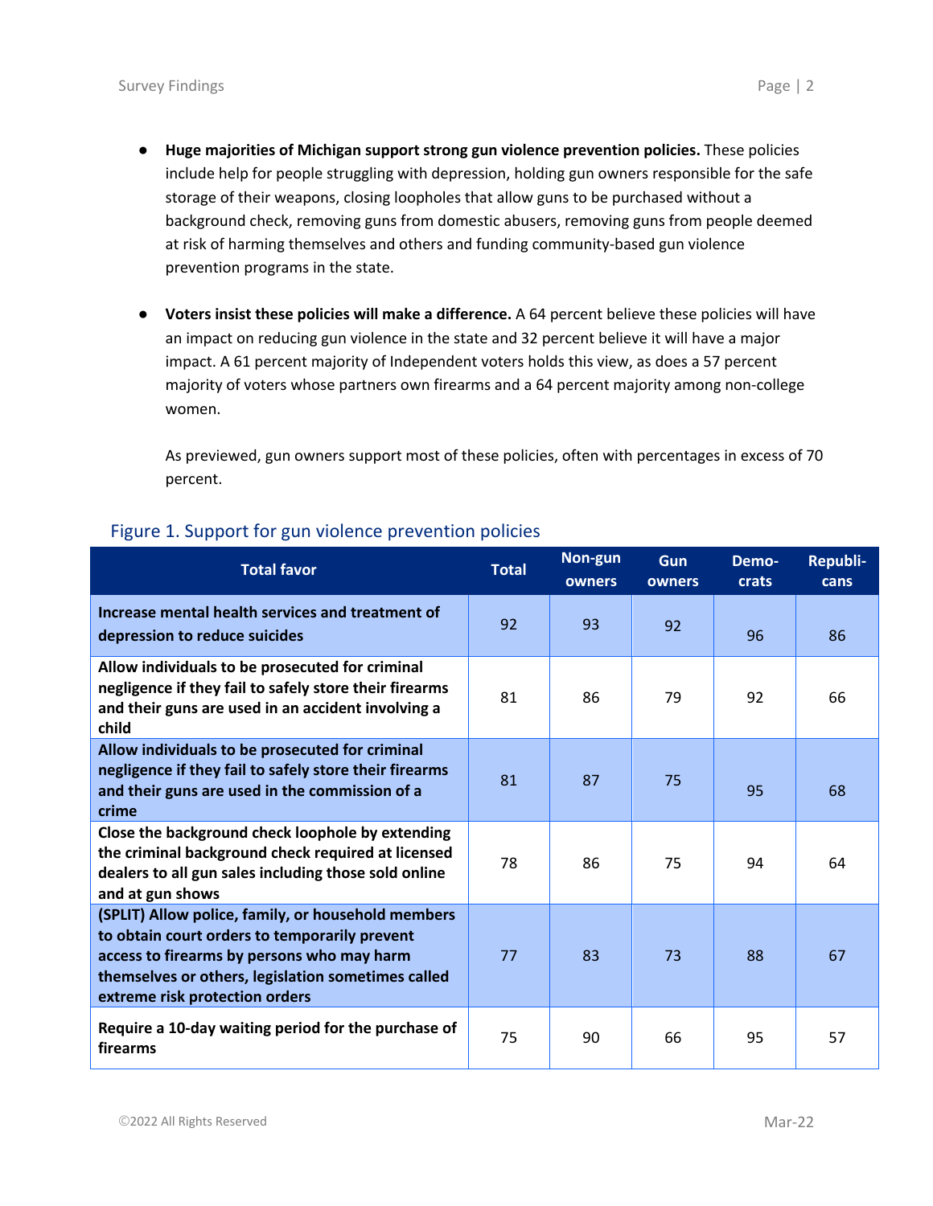- **Huge majorities of Michigan support strong gun violence prevention policies.** These policies include help for people struggling with depression, holding gun owners responsible for the safe storage of their weapons, closing loopholes that allow guns to be purchased without a background check, removing guns from domestic abusers, removing guns from people deemed at risk of harming themselves and others and funding community-based gun violence prevention programs in the state.

- **Voters insist these policies will make a difference.** A 64 percent believe these policies will have an impact on reducing gun violence in the state and 32 percent believe it will have a major impact. A 61 percent majority of Independent voters holds this view, as does a 57 percent majority of voters whose partners own firearms and a 64 percent majority among non-college women.

  As previewed, gun owners support most of these policies, often with percentages in excess of 70 percent.

## Figure 1. Support for gun violence prevention policies

| Total favor | Total | Non-gun owners | Gun owners | Demo-crats | Republi-cans |
|---|---|---|---|---|---|
| **Increase mental health services and treatment of depression to reduce suicides** | 92 | 93 | 92 | 96 | 86 |
| **Allow individuals to be prosecuted for criminal negligence if they fail to safely store their firearms and their guns are used in an accident involving a child** | 81 | 86 | 79 | 92 | 66 |
| **Allow individuals to be prosecuted for criminal negligence if they fail to safely store their firearms and their guns are used in the commission of a crime** | 81 | 87 | 75 | 95 | 68 |
| **Close the background check loophole by extending the criminal background check required at licensed dealers to all gun sales including those sold online and at gun shows** | 78 | 86 | 75 | 94 | 64 |
| **(SPLIT) Allow police, family, or household members to obtain court orders to temporarily prevent access to firearms by persons who may harm themselves or others, legislation sometimes called extreme risk protection orders** | 77 | 83 | 73 | 88 | 67 |
| **Require a 10-day waiting period for the purchase of firearms** | 75 | 90 | 66 | 95 | 57 |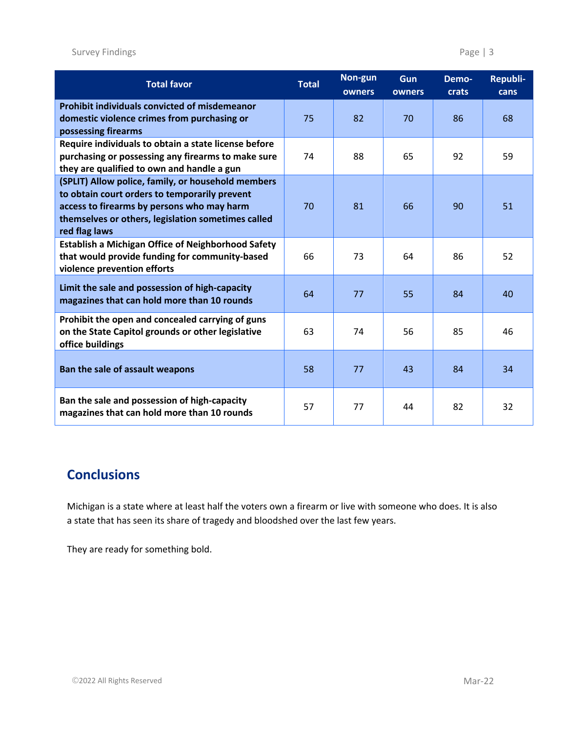| Total favor | Total | Non-gun owners | Gun owners | Demo-crats | Republi-cans |
|---|---|---|---|---|---|
| **Prohibit individuals convicted of misdemeanor domestic violence crimes from purchasing or possessing firearms** | 75 | 82 | 70 | 86 | 68 |
| **Require individuals to obtain a state license before purchasing or possessing any firearms to make sure they are qualified to own and handle a gun** | 74 | 88 | 65 | 92 | 59 |
| **(SPLIT) Allow police, family, or household members to obtain court orders to temporarily prevent access to firearms by persons who may harm themselves or others, legislation sometimes called red flag laws** | 70 | 81 | 66 | 90 | 51 |
| **Establish a Michigan Office of Neighborhood Safety that would provide funding for community-based violence prevention efforts** | 66 | 73 | 64 | 86 | 52 |
| **Limit the sale and possession of high-capacity magazines that can hold more than 10 rounds** | 64 | 77 | 55 | 84 | 40 |
| **Prohibit the open and concealed carrying of guns on the State Capitol grounds or other legislative office buildings** | 63 | 74 | 56 | 85 | 46 |
| **Ban the sale of assault weapons** | 58 | 77 | 43 | 84 | 34 |
| **Ban the sale and possession of high-capacity magazines that can hold more than 10 rounds** | 57 | 77 | 44 | 82 | 32 |

## Conclusions

Michigan is a state where at least half the voters own a firearm or live with someone who does. It is also a state that has seen its share of tragedy and bloodshed over the last few years.

They are ready for something bold.